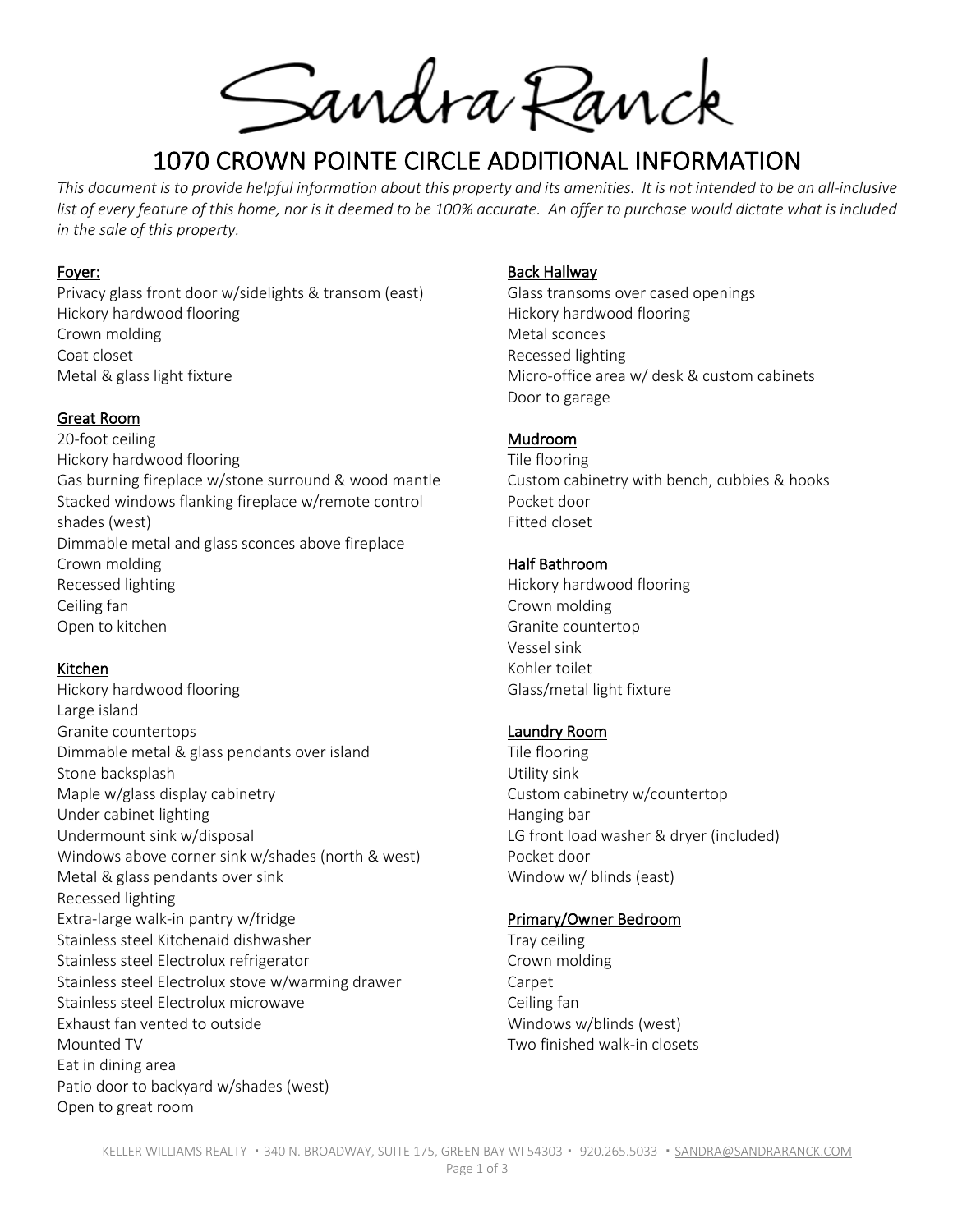Sandra Ranck

# 1070 CROWN POINTE CIRCLE ADDITIONAL INFORMATION

*This document is to provide helpful information about this property and its amenities. It is not intended to be an all-inclusive list of every feature of this home, nor is it deemed to be 100% accurate. An offer to purchase would dictate what is included in the sale of this property.*

## Foyer:

Privacy glass front door w/sidelights & transom (east)
Hickory hardwood flooring
Crown molding
Coat closet
Metal & glass light fixture

## Great Room

20-foot ceiling
Hickory hardwood flooring
Gas burning fireplace w/stone surround & wood mantle
Stacked windows flanking fireplace w/remote control shades (west)
Dimmable metal and glass sconces above fireplace
Crown molding
Recessed lighting
Ceiling fan
Open to kitchen

## Kitchen

Hickory hardwood flooring
Large island
Granite countertops
Dimmable metal & glass pendants over island
Stone backsplash
Maple w/glass display cabinetry
Under cabinet lighting
Undermount sink w/disposal
Windows above corner sink w/shades (north & west)
Metal & glass pendants over sink
Recessed lighting
Extra-large walk-in pantry w/fridge
Stainless steel Kitchenaid dishwasher
Stainless steel Electrolux refrigerator
Stainless steel Electrolux stove w/warming drawer
Stainless steel Electrolux microwave
Exhaust fan vented to outside
Mounted TV
Eat in dining area
Patio door to backyard w/shades (west)
Open to great room

## Back Hallway

Glass transoms over cased openings
Hickory hardwood flooring
Metal sconces
Recessed lighting
Micro-office area w/ desk & custom cabinets
Door to garage

## Mudroom

Tile flooring
Custom cabinetry with bench, cubbies & hooks
Pocket door
Fitted closet

## Half Bathroom

Hickory hardwood flooring
Crown molding
Granite countertop
Vessel sink
Kohler toilet
Glass/metal light fixture

## Laundry Room

Tile flooring
Utility sink
Custom cabinetry w/countertop
Hanging bar
LG front load washer & dryer (included)
Pocket door
Window w/ blinds (east)

## Primary/Owner Bedroom

Tray ceiling
Crown molding
Carpet
Ceiling fan
Windows w/blinds (west)
Two finished walk-in closets

KELLER WILLIAMS REALTY • 340 N. BROADWAY, SUITE 175, GREEN BAY WI 54303 • 920.265.5033 • SANDRA@SANDRARANCK.COM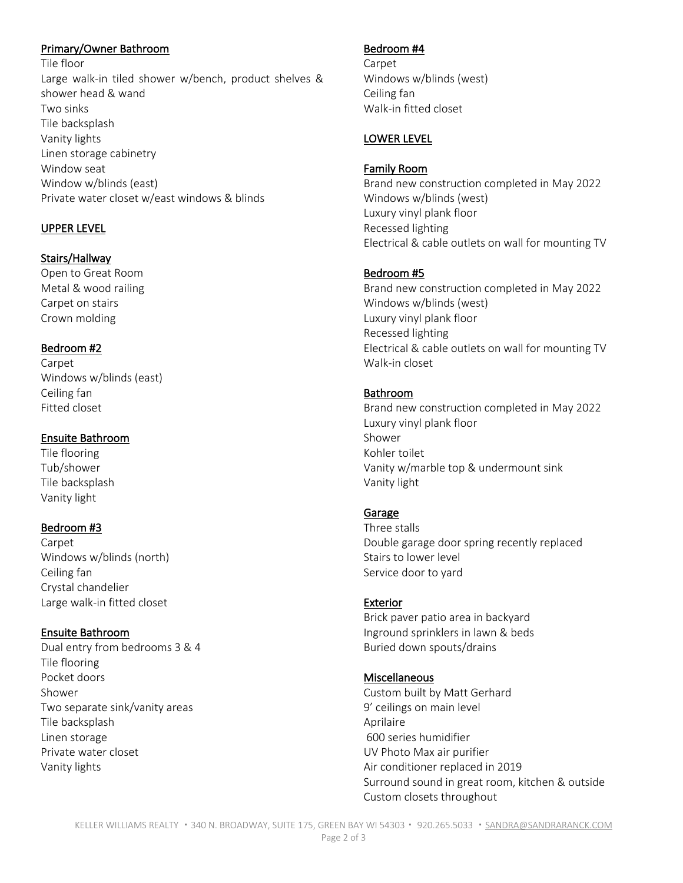### Primary/Owner Bathroom

Tile floor
Large walk-in tiled shower w/bench, product shelves & shower head & wand
Two sinks
Tile backsplash
Vanity lights
Linen storage cabinetry
Window seat
Window w/blinds (east)
Private water closet w/east windows & blinds

## UPPER LEVEL

### Stairs/Hallway

Open to Great Room
Metal & wood railing
Carpet on stairs
Crown molding

### Bedroom #2

Carpet
Windows w/blinds (east)
Ceiling fan
Fitted closet

### Ensuite Bathroom

Tile flooring
Tub/shower
Tile backsplash
Vanity light

### Bedroom #3

Carpet
Windows w/blinds (north)
Ceiling fan
Crystal chandelier
Large walk-in fitted closet

### Ensuite Bathroom

Dual entry from bedrooms 3 & 4
Tile flooring
Pocket doors
Shower
Two separate sink/vanity areas
Tile backsplash
Linen storage
Private water closet
Vanity lights

### Bedroom #4

Carpet
Windows w/blinds (west)
Ceiling fan
Walk-in fitted closet

## LOWER LEVEL

### Family Room

Brand new construction completed in May 2022
Windows w/blinds (west)
Luxury vinyl plank floor
Recessed lighting
Electrical & cable outlets on wall for mounting TV

### Bedroom #5

Brand new construction completed in May 2022
Windows w/blinds (west)
Luxury vinyl plank floor
Recessed lighting
Electrical & cable outlets on wall for mounting TV
Walk-in closet

### Bathroom

Brand new construction completed in May 2022
Luxury vinyl plank floor
Shower
Kohler toilet
Vanity w/marble top & undermount sink
Vanity light

### Garage

Three stalls
Double garage door spring recently replaced
Stairs to lower level
Service door to yard

### Exterior

Brick paver patio area in backyard
Inground sprinklers in lawn & beds
Buried down spouts/drains

### Miscellaneous

Custom built by Matt Gerhard
9' ceilings on main level
Aprilaire
600 series humidifier
UV Photo Max air purifier
Air conditioner replaced in 2019
Surround sound in great room, kitchen & outside
Custom closets throughout

KELLER WILLIAMS REALTY • 340 N. BROADWAY, SUITE 175, GREEN BAY WI 54303 • 920.265.5033 • SANDRA@SANDRARANCK.COM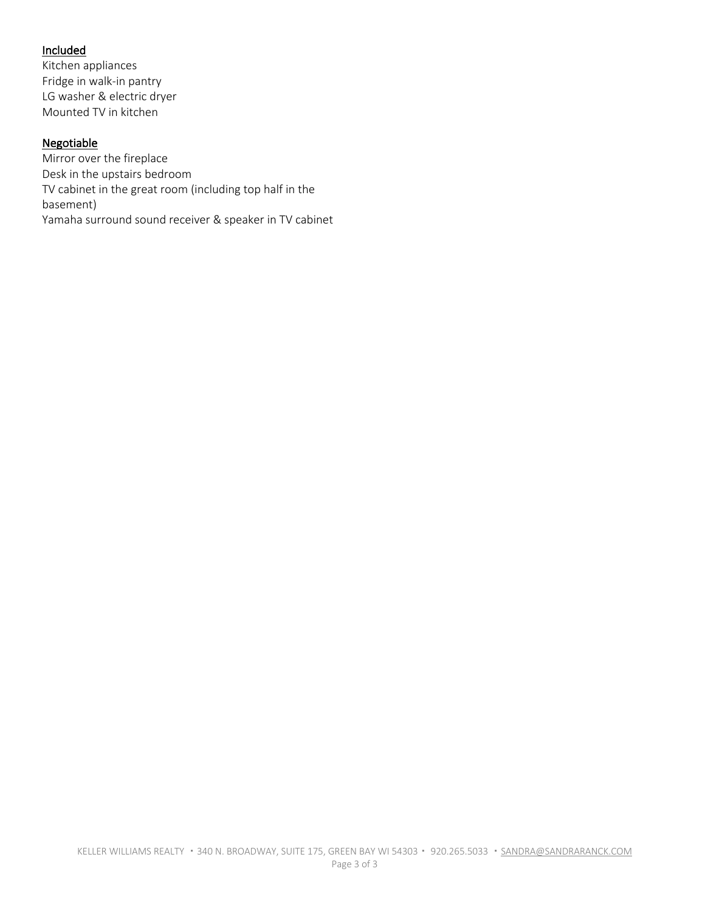<u>Included</u>

Kitchen appliances
Fridge in walk-in pantry
LG washer & electric dryer
Mounted TV in kitchen

<u>Negotiable</u>

Mirror over the fireplace
Desk in the upstairs bedroom
TV cabinet in the great room (including top half in the basement)
Yamaha surround sound receiver & speaker in TV cabinet